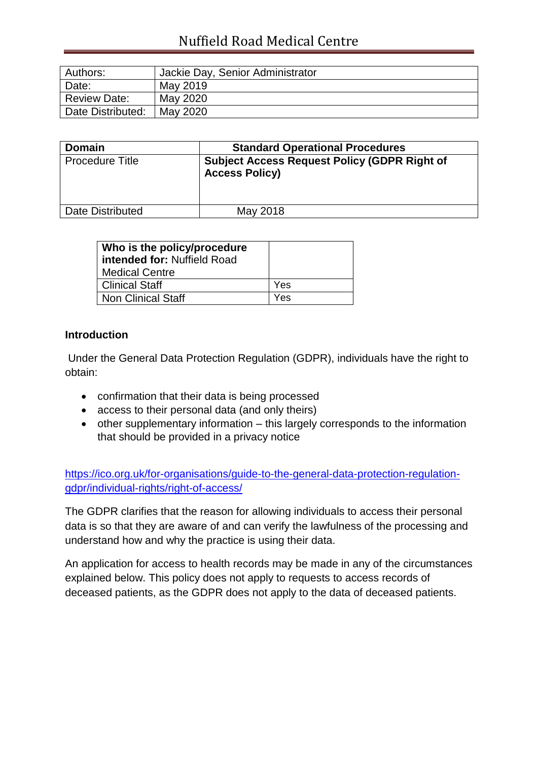# Nuffield Road Medical Centre

| | |
|---|---|
| Authors: | Jackie Day, Senior Administrator |
| Date: | May 2019 |
| Review Date: | May 2020 |
| Date Distributed: | May 2020 |

| **Domain** | **Standard Operational Procedures** |
|---|---|
| Procedure Title | **Subject Access Request Policy (GDPR Right of Access Policy)** |
| Date Distributed | May 2018 |

| **Who is the policy/procedure intended for:** Nuffield Road Medical Centre | |
|---|---|
| Clinical Staff | Yes |
| Non Clinical Staff | Yes |

**Introduction**

Under the General Data Protection Regulation (GDPR), individuals have the right to obtain:

- confirmation that their data is being processed
- access to their personal data (and only theirs)
- other supplementary information – this largely corresponds to the information that should be provided in a privacy notice

https://ico.org.uk/for-organisations/guide-to-the-general-data-protection-regulation-gdpr/individual-rights/right-of-access/

The GDPR clarifies that the reason for allowing individuals to access their personal data is so that they are aware of and can verify the lawfulness of the processing and understand how and why the practice is using their data.

An application for access to health records may be made in any of the circumstances explained below. This policy does not apply to requests to access records of deceased patients, as the GDPR does not apply to the data of deceased patients.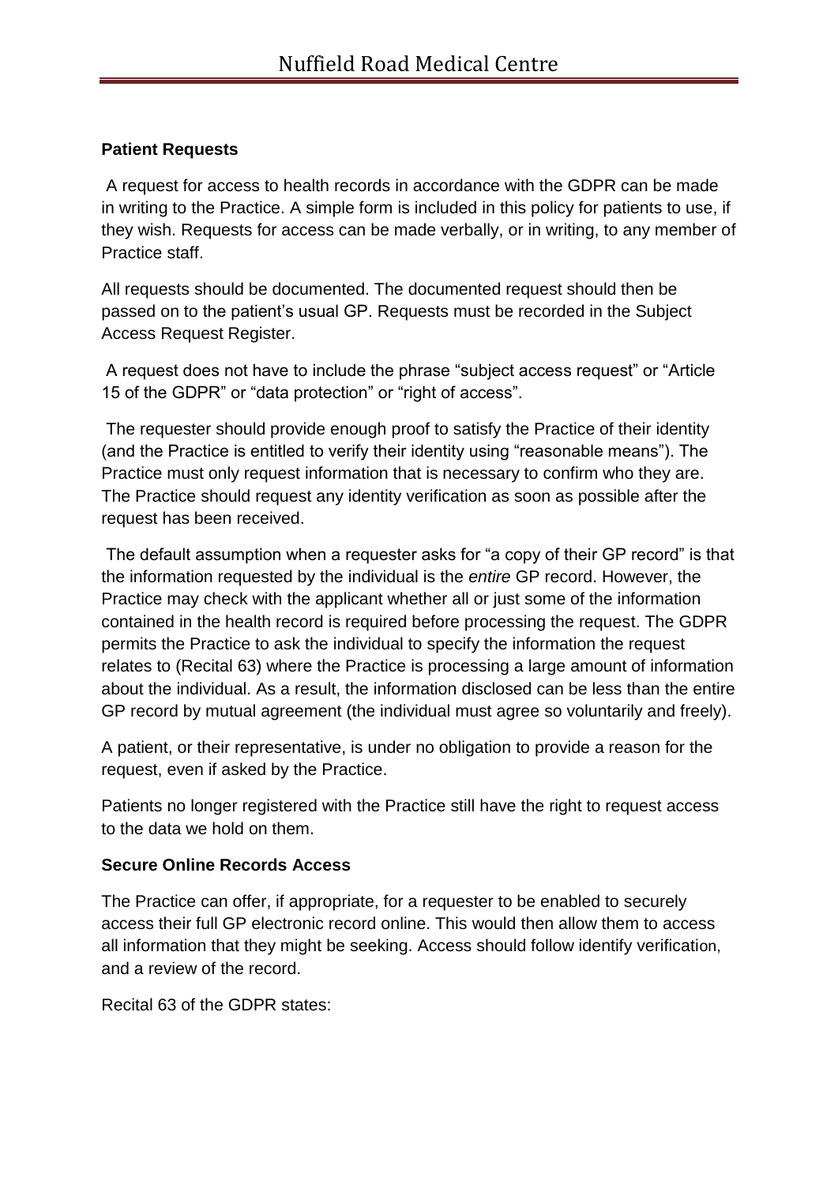**Patient Requests**

A request for access to health records in accordance with the GDPR can be made in writing to the Practice. A simple form is included in this policy for patients to use, if they wish. Requests for access can be made verbally, or in writing, to any member of Practice staff.

All requests should be documented. The documented request should then be passed on to the patient's usual GP. Requests must be recorded in the Subject Access Request Register.

A request does not have to include the phrase "subject access request" or "Article 15 of the GDPR" or "data protection" or "right of access".

The requester should provide enough proof to satisfy the Practice of their identity (and the Practice is entitled to verify their identity using "reasonable means"). The Practice must only request information that is necessary to confirm who they are. The Practice should request any identity verification as soon as possible after the request has been received.

The default assumption when a requester asks for "a copy of their GP record" is that the information requested by the individual is the *entire* GP record. However, the Practice may check with the applicant whether all or just some of the information contained in the health record is required before processing the request. The GDPR permits the Practice to ask the individual to specify the information the request relates to (Recital 63) where the Practice is processing a large amount of information about the individual. As a result, the information disclosed can be less than the entire GP record by mutual agreement (the individual must agree so voluntarily and freely).

A patient, or their representative, is under no obligation to provide a reason for the request, even if asked by the Practice.

Patients no longer registered with the Practice still have the right to request access to the data we hold on them.

**Secure Online Records Access**

The Practice can offer, if appropriate, for a requester to be enabled to securely access their full GP electronic record online. This would then allow them to access all information that they might be seeking. Access should follow identify verification, and a review of the record.

Recital 63 of the GDPR states: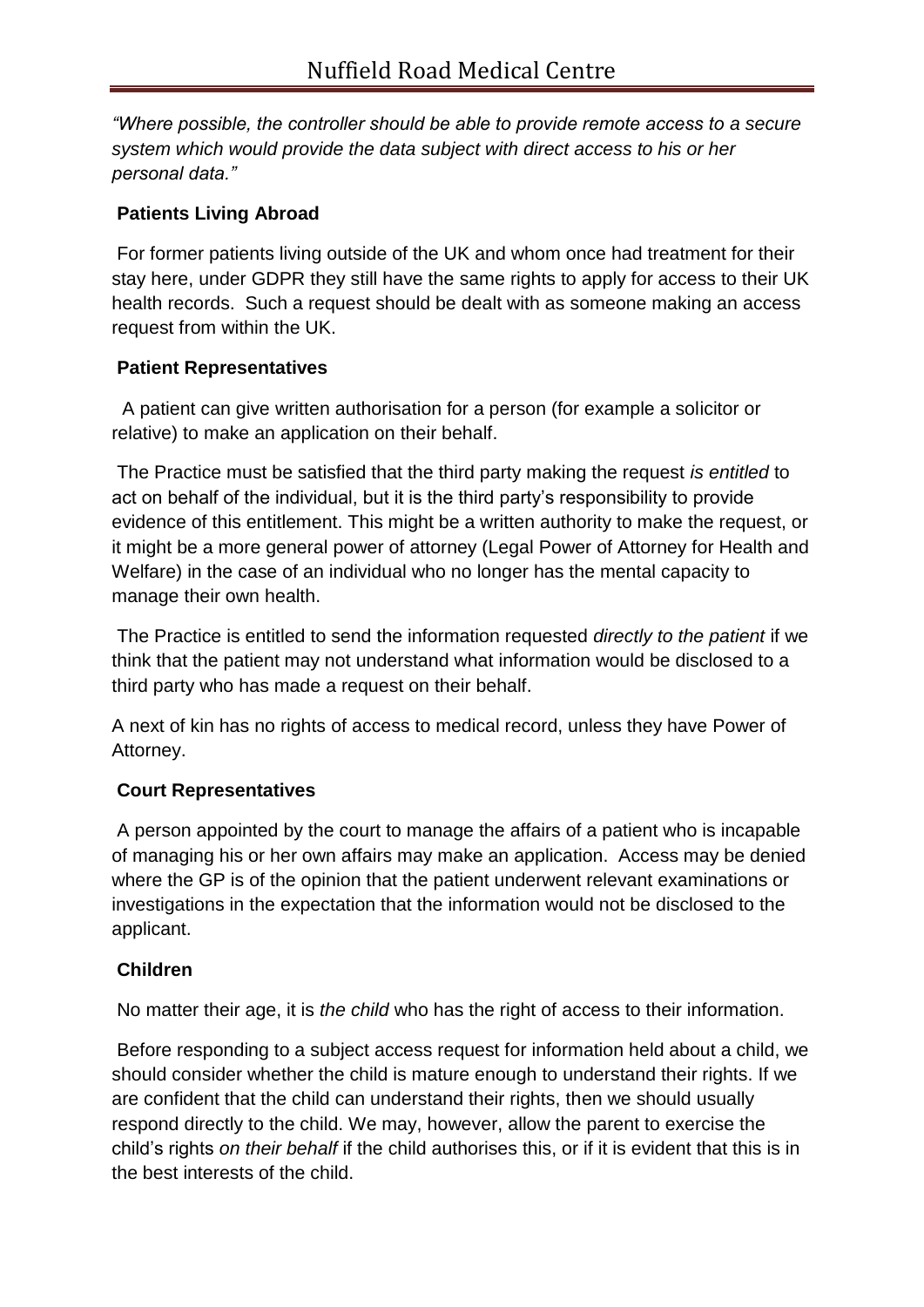*"Where possible, the controller should be able to provide remote access to a secure system which would provide the data subject with direct access to his or her personal data."*

**Patients Living Abroad**

For former patients living outside of the UK and whom once had treatment for their stay here, under GDPR they still have the same rights to apply for access to their UK health records. Such a request should be dealt with as someone making an access request from within the UK.

**Patient Representatives**

A patient can give written authorisation for a person (for example a solicitor or relative) to make an application on their behalf.

The Practice must be satisfied that the third party making the request *is entitled* to act on behalf of the individual, but it is the third party's responsibility to provide evidence of this entitlement. This might be a written authority to make the request, or it might be a more general power of attorney (Legal Power of Attorney for Health and Welfare) in the case of an individual who no longer has the mental capacity to manage their own health.

The Practice is entitled to send the information requested *directly to the patient* if we think that the patient may not understand what information would be disclosed to a third party who has made a request on their behalf.

A next of kin has no rights of access to medical record, unless they have Power of Attorney.

**Court Representatives**

A person appointed by the court to manage the affairs of a patient who is incapable of managing his or her own affairs may make an application. Access may be denied where the GP is of the opinion that the patient underwent relevant examinations or investigations in the expectation that the information would not be disclosed to the applicant.

**Children**

No matter their age, it is *the child* who has the right of access to their information.

Before responding to a subject access request for information held about a child, we should consider whether the child is mature enough to understand their rights. If we are confident that the child can understand their rights, then we should usually respond directly to the child. We may, however, allow the parent to exercise the child's rights *on their behalf* if the child authorises this, or if it is evident that this is in the best interests of the child.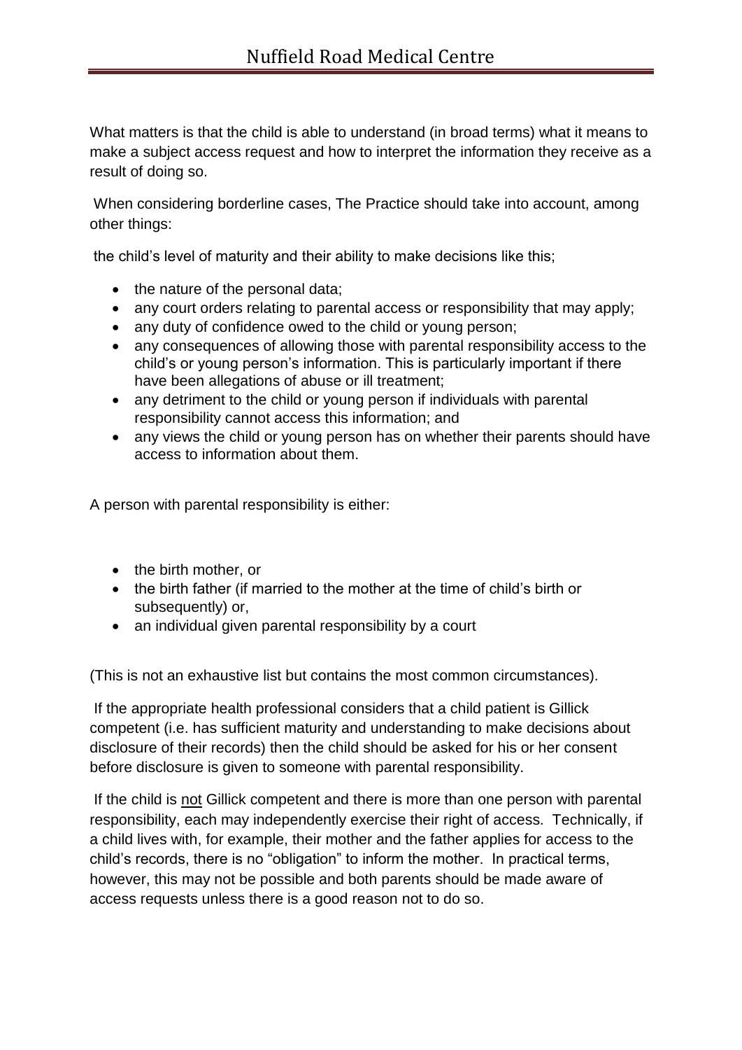What matters is that the child is able to understand (in broad terms) what it means to make a subject access request and how to interpret the information they receive as a result of doing so.

When considering borderline cases, The Practice should take into account, among other things:

the child's level of maturity and their ability to make decisions like this;

- the nature of the personal data;
- any court orders relating to parental access or responsibility that may apply;
- any duty of confidence owed to the child or young person;
- any consequences of allowing those with parental responsibility access to the child's or young person's information. This is particularly important if there have been allegations of abuse or ill treatment;
- any detriment to the child or young person if individuals with parental responsibility cannot access this information; and
- any views the child or young person has on whether their parents should have access to information about them.

A person with parental responsibility is either:

- the birth mother, or
- the birth father (if married to the mother at the time of child's birth or subsequently) or,
- an individual given parental responsibility by a court

(This is not an exhaustive list but contains the most common circumstances).

If the appropriate health professional considers that a child patient is Gillick competent (i.e. has sufficient maturity and understanding to make decisions about disclosure of their records) then the child should be asked for his or her consent before disclosure is given to someone with parental responsibility.

If the child is <u>not</u> Gillick competent and there is more than one person with parental responsibility, each may independently exercise their right of access. Technically, if a child lives with, for example, their mother and the father applies for access to the child's records, there is no "obligation" to inform the mother. In practical terms, however, this may not be possible and both parents should be made aware of access requests unless there is a good reason not to do so.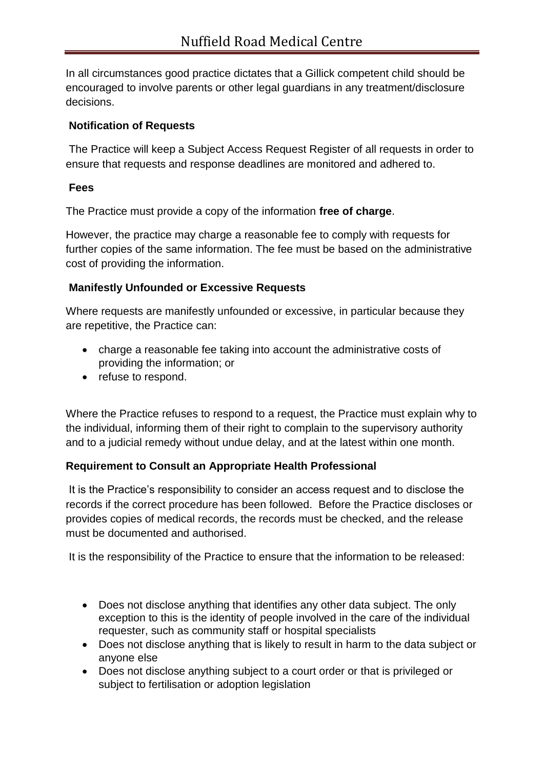In all circumstances good practice dictates that a Gillick competent child should be encouraged to involve parents or other legal guardians in any treatment/disclosure decisions.

**Notification of Requests**

The Practice will keep a Subject Access Request Register of all requests in order to ensure that requests and response deadlines are monitored and adhered to.

**Fees**

The Practice must provide a copy of the information **free of charge**.

However, the practice may charge a reasonable fee to comply with requests for further copies of the same information. The fee must be based on the administrative cost of providing the information.

**Manifestly Unfounded or Excessive Requests**

Where requests are manifestly unfounded or excessive, in particular because they are repetitive, the Practice can:

- charge a reasonable fee taking into account the administrative costs of providing the information; or
- refuse to respond.

Where the Practice refuses to respond to a request, the Practice must explain why to the individual, informing them of their right to complain to the supervisory authority and to a judicial remedy without undue delay, and at the latest within one month.

**Requirement to Consult an Appropriate Health Professional**

It is the Practice's responsibility to consider an access request and to disclose the records if the correct procedure has been followed. Before the Practice discloses or provides copies of medical records, the records must be checked, and the release must be documented and authorised.

It is the responsibility of the Practice to ensure that the information to be released:

- Does not disclose anything that identifies any other data subject. The only exception to this is the identity of people involved in the care of the individual requester, such as community staff or hospital specialists
- Does not disclose anything that is likely to result in harm to the data subject or anyone else
- Does not disclose anything subject to a court order or that is privileged or subject to fertilisation or adoption legislation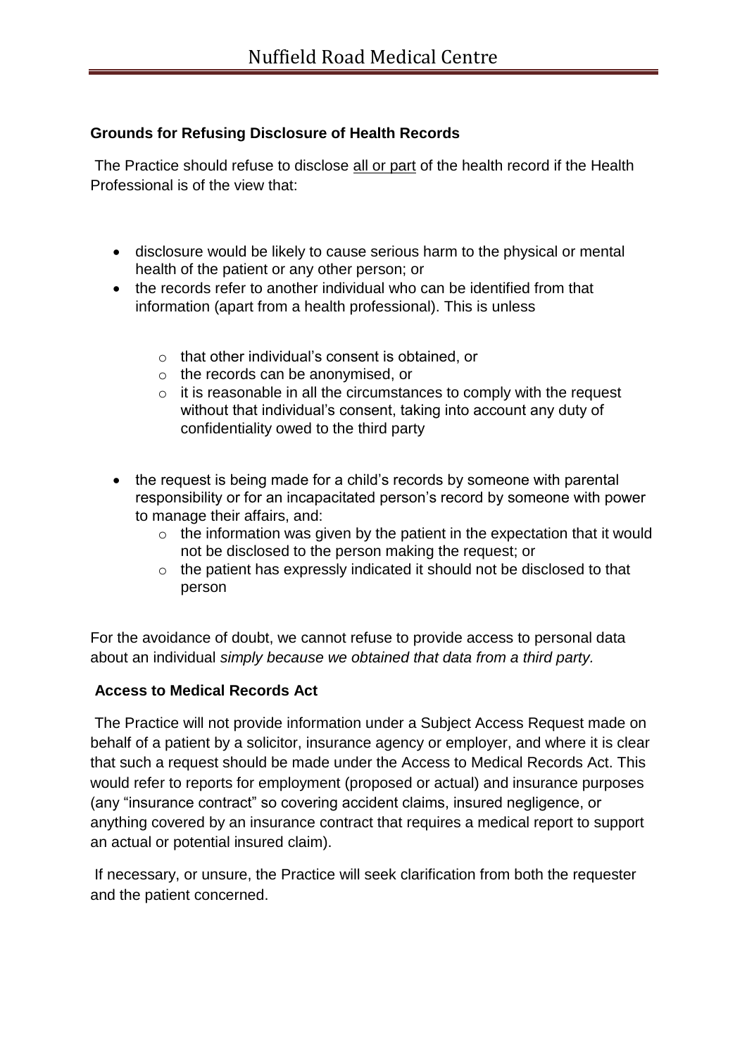### Grounds for Refusing Disclosure of Health Records

The Practice should refuse to disclose <u>all or part</u> of the health record if the Health Professional is of the view that:

- disclosure would be likely to cause serious harm to the physical or mental health of the patient or any other person; or
- the records refer to another individual who can be identified from that information (apart from a health professional). This is unless
  - that other individual's consent is obtained, or
  - the records can be anonymised, or
  - it is reasonable in all the circumstances to comply with the request without that individual's consent, taking into account any duty of confidentiality owed to the third party
- the request is being made for a child's records by someone with parental responsibility or for an incapacitated person's record by someone with power to manage their affairs, and:
  - the information was given by the patient in the expectation that it would not be disclosed to the person making the request; or
  - the patient has expressly indicated it should not be disclosed to that person

For the avoidance of doubt, we cannot refuse to provide access to personal data about an individual *simply because we obtained that data from a third party.*

### Access to Medical Records Act

The Practice will not provide information under a Subject Access Request made on behalf of a patient by a solicitor, insurance agency or employer, and where it is clear that such a request should be made under the Access to Medical Records Act. This would refer to reports for employment (proposed or actual) and insurance purposes (any "insurance contract" so covering accident claims, insured negligence, or anything covered by an insurance contract that requires a medical report to support an actual or potential insured claim).

If necessary, or unsure, the Practice will seek clarification from both the requester and the patient concerned.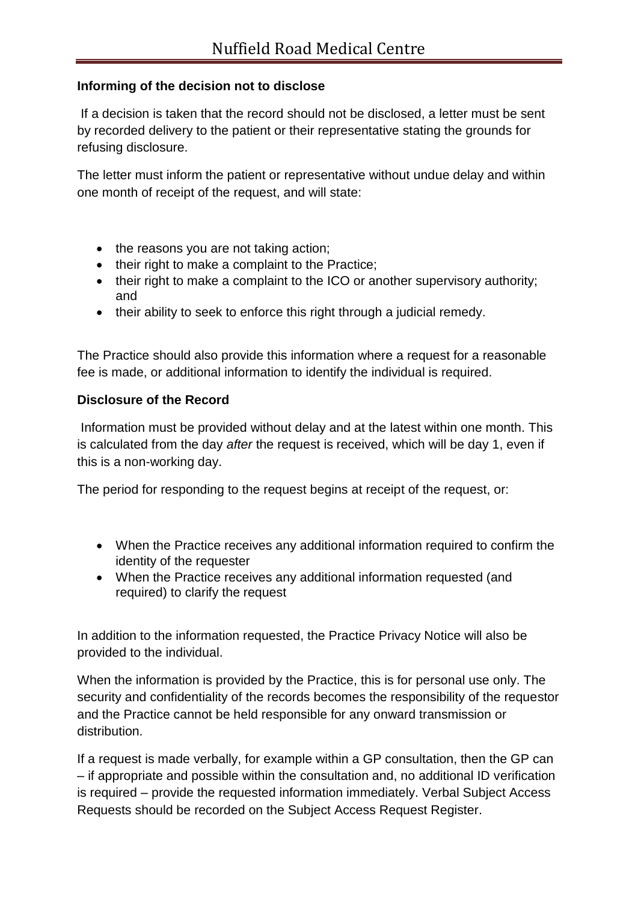### Informing of the decision not to disclose

If a decision is taken that the record should not be disclosed, a letter must be sent by recorded delivery to the patient or their representative stating the grounds for refusing disclosure.

The letter must inform the patient or representative without undue delay and within one month of receipt of the request, and will state:

- the reasons you are not taking action;
- their right to make a complaint to the Practice;
- their right to make a complaint to the ICO or another supervisory authority; and
- their ability to seek to enforce this right through a judicial remedy.

The Practice should also provide this information where a request for a reasonable fee is made, or additional information to identify the individual is required.

### Disclosure of the Record

Information must be provided without delay and at the latest within one month. This is calculated from the day *after* the request is received, which will be day 1, even if this is a non-working day.

The period for responding to the request begins at receipt of the request, or:

- When the Practice receives any additional information required to confirm the identity of the requester
- When the Practice receives any additional information requested (and required) to clarify the request

In addition to the information requested, the Practice Privacy Notice will also be provided to the individual.

When the information is provided by the Practice, this is for personal use only. The security and confidentiality of the records becomes the responsibility of the requestor and the Practice cannot be held responsible for any onward transmission or distribution.

If a request is made verbally, for example within a GP consultation, then the GP can – if appropriate and possible within the consultation and, no additional ID verification is required – provide the requested information immediately. Verbal Subject Access Requests should be recorded on the Subject Access Request Register.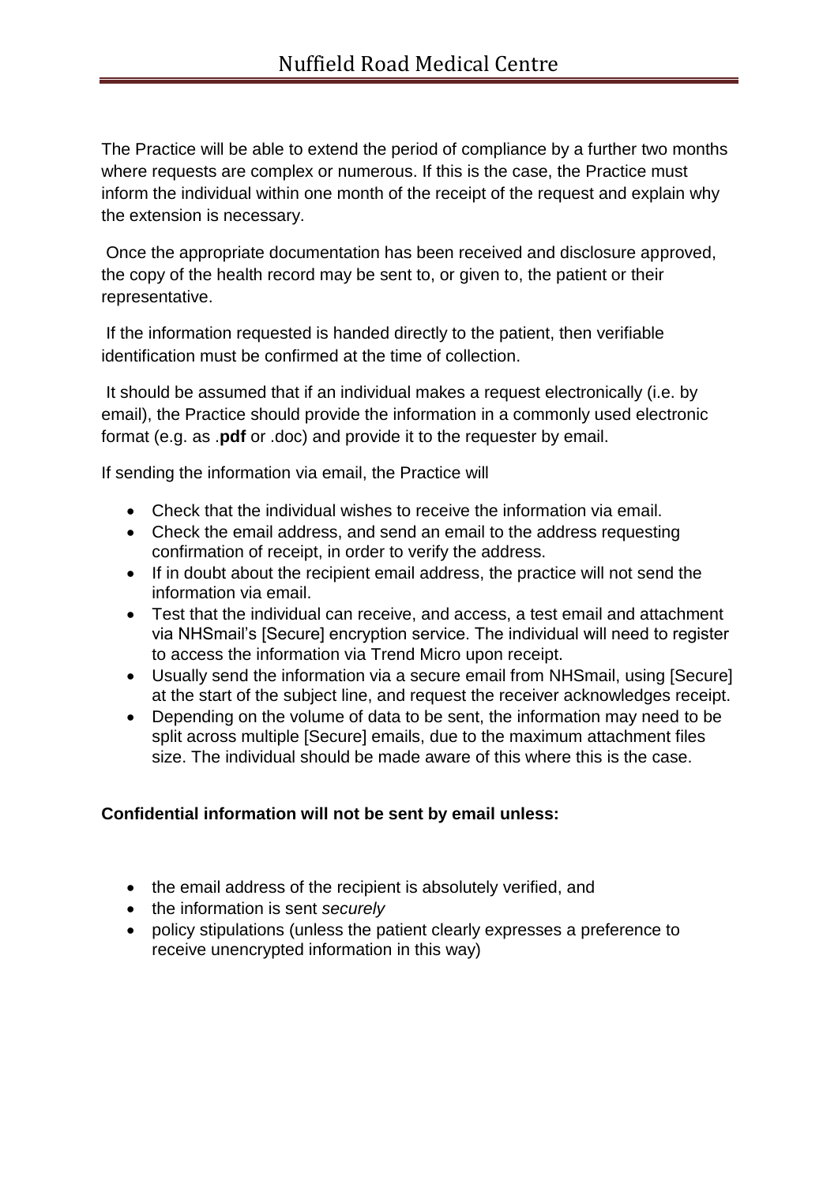The Practice will be able to extend the period of compliance by a further two months where requests are complex or numerous. If this is the case, the Practice must inform the individual within one month of the receipt of the request and explain why the extension is necessary.

Once the appropriate documentation has been received and disclosure approved, the copy of the health record may be sent to, or given to, the patient or their representative.

If the information requested is handed directly to the patient, then verifiable identification must be confirmed at the time of collection.

It should be assumed that if an individual makes a request electronically (i.e. by email), the Practice should provide the information in a commonly used electronic format (e.g. as .**pdf** or .doc) and provide it to the requester by email.

If sending the information via email, the Practice will

- Check that the individual wishes to receive the information via email.
- Check the email address, and send an email to the address requesting confirmation of receipt, in order to verify the address.
- If in doubt about the recipient email address, the practice will not send the information via email.
- Test that the individual can receive, and access, a test email and attachment via NHSmail's [Secure] encryption service. The individual will need to register to access the information via Trend Micro upon receipt.
- Usually send the information via a secure email from NHSmail, using [Secure] at the start of the subject line, and request the receiver acknowledges receipt.
- Depending on the volume of data to be sent, the information may need to be split across multiple [Secure] emails, due to the maximum attachment files size. The individual should be made aware of this where this is the case.

**Confidential information will not be sent by email unless:**

- the email address of the recipient is absolutely verified, and
- the information is sent *securely*
- policy stipulations (unless the patient clearly expresses a preference to receive unencrypted information in this way)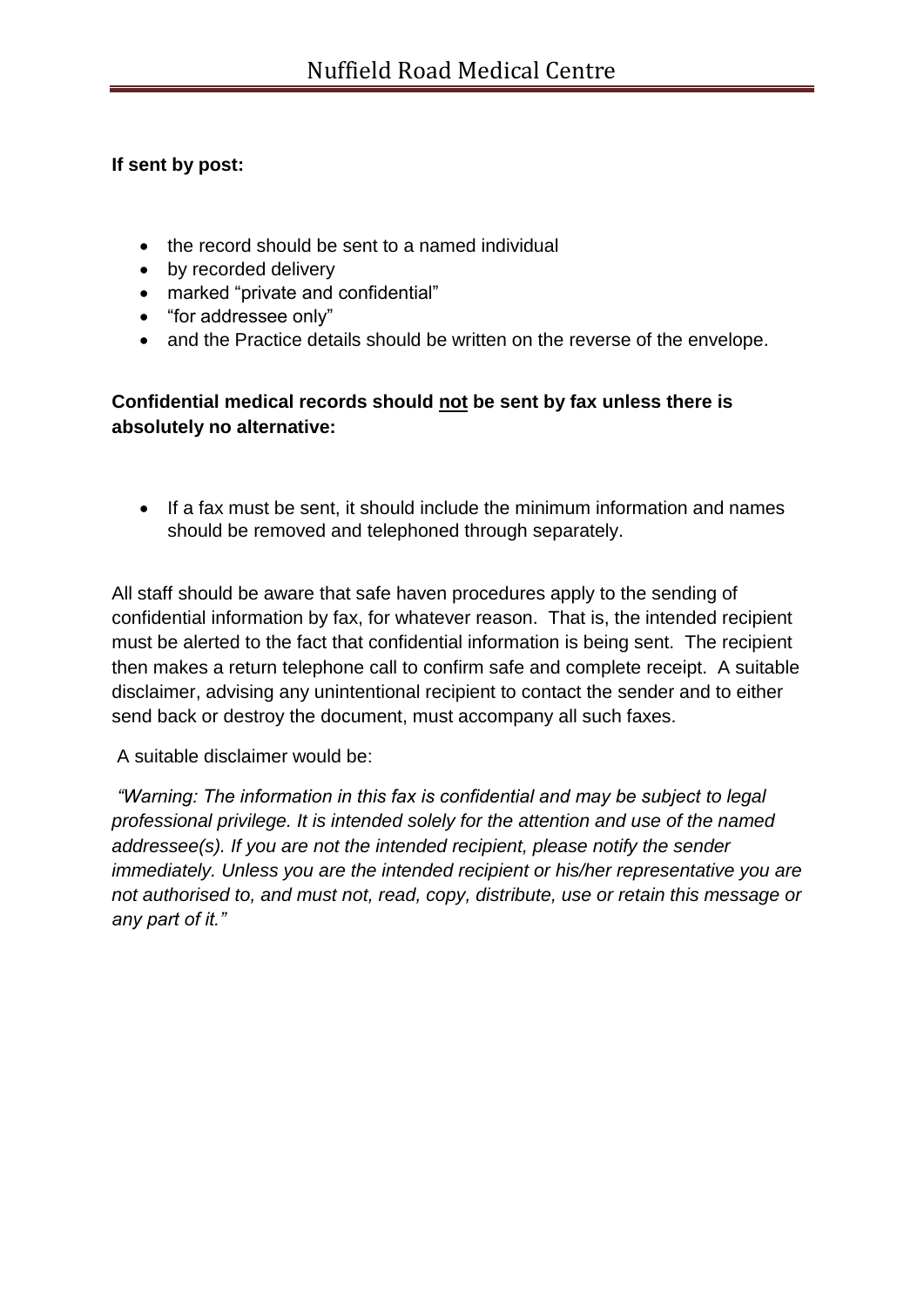**If sent by post:**

- the record should be sent to a named individual
- by recorded delivery
- marked "private and confidential"
- "for addressee only"
- and the Practice details should be written on the reverse of the envelope.

**Confidential medical records should <u>not</u> be sent by fax unless there is absolutely no alternative:**

- If a fax must be sent, it should include the minimum information and names should be removed and telephoned through separately.

All staff should be aware that safe haven procedures apply to the sending of confidential information by fax, for whatever reason. That is, the intended recipient must be alerted to the fact that confidential information is being sent. The recipient then makes a return telephone call to confirm safe and complete receipt. A suitable disclaimer, advising any unintentional recipient to contact the sender and to either send back or destroy the document, must accompany all such faxes.

A suitable disclaimer would be:

*"Warning: The information in this fax is confidential and may be subject to legal professional privilege. It is intended solely for the attention and use of the named addressee(s). If you are not the intended recipient, please notify the sender immediately. Unless you are the intended recipient or his/her representative you are not authorised to, and must not, read, copy, distribute, use or retain this message or any part of it."*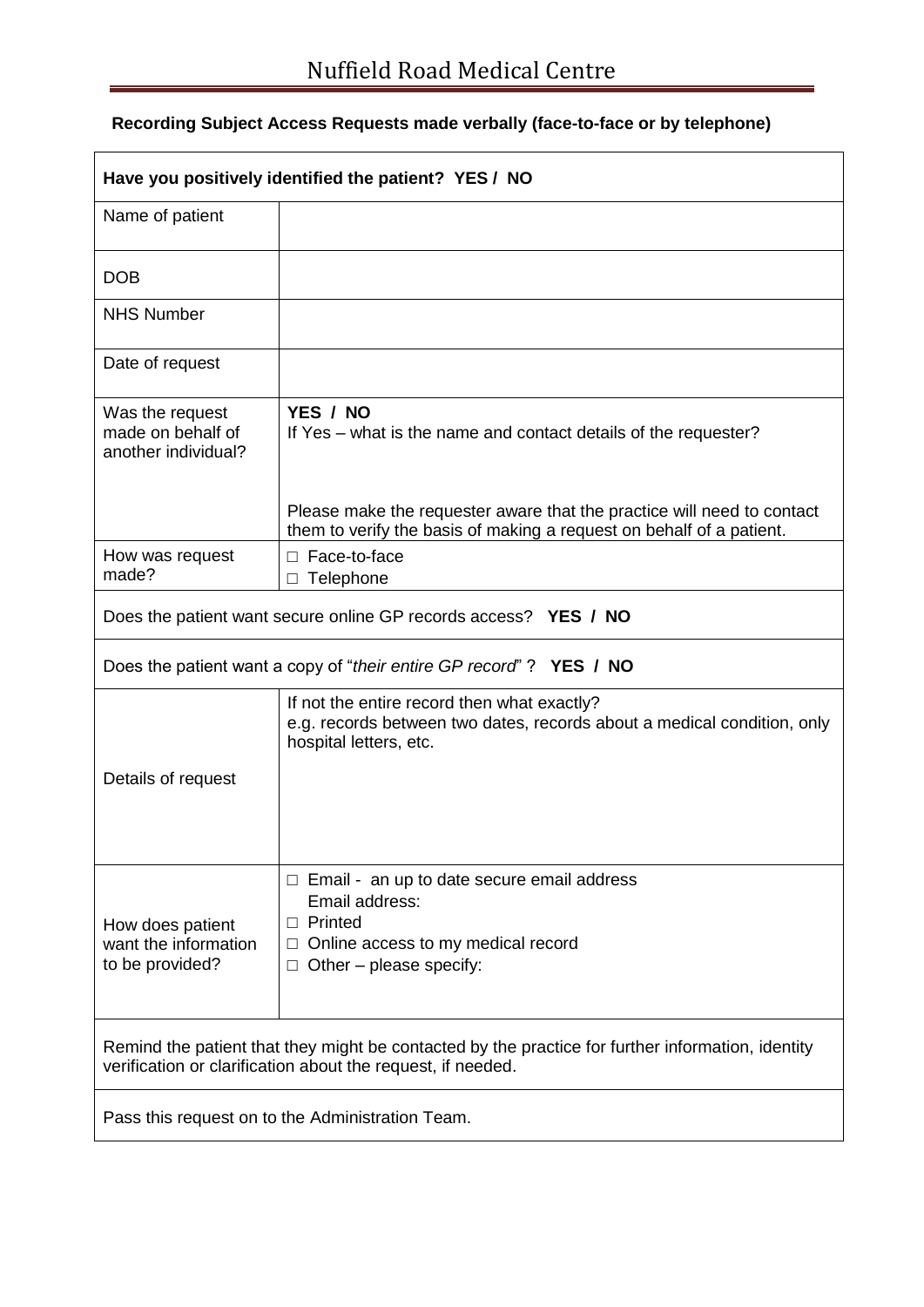# Nuffield Road Medical Centre

**Recording Subject Access Requests made verbally (face-to-face or by telephone)**

| | |
|---|---|
| **Have you positively identified the patient? YES / NO** | |
| Name of patient | |
| DOB | |
| NHS Number | |
| Date of request | |
| Was the request made on behalf of another individual? | **YES / NO**<br>If Yes – what is the name and contact details of the requester?<br><br>Please make the requester aware that the practice will need to contact them to verify the basis of making a request on behalf of a patient. |
| How was request made? | □ Face-to-face<br>□ Telephone |
| Does the patient want secure online GP records access? **YES / NO** | |
| Does the patient want a copy of "*their entire GP record*" ? **YES / NO** | |
| Details of request | If not the entire record then what exactly?<br>e.g. records between two dates, records about a medical condition, only hospital letters, etc. |
| How does patient want the information to be provided? | □ Email - an up to date secure email address<br>Email address:<br>□ Printed<br>□ Online access to my medical record<br>□ Other – please specify: |
| Remind the patient that they might be contacted by the practice for further information, identity verification or clarification about the request, if needed. | |
| Pass this request on to the Administration Team. | |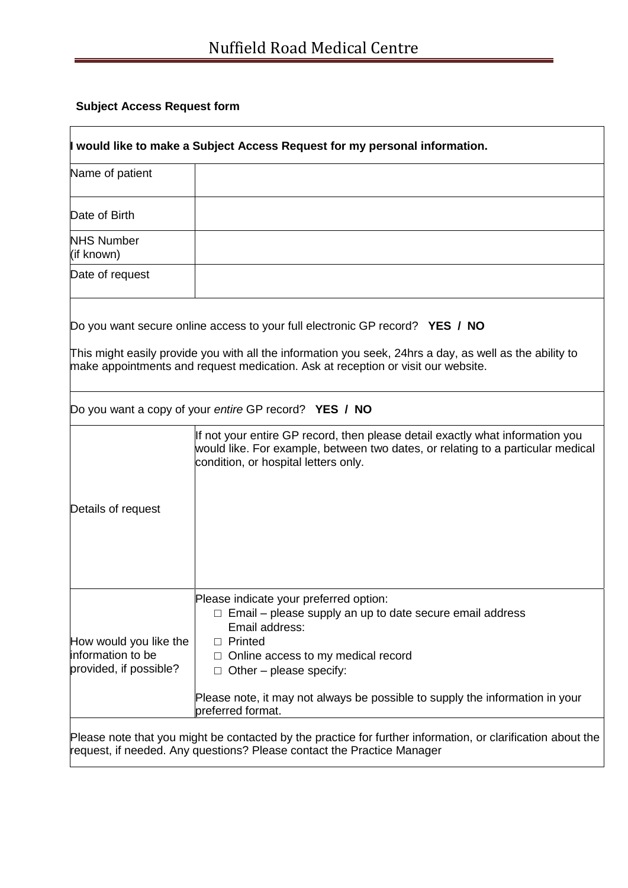# Nuffield Road Medical Centre

**Subject Access Request form**

| **I would like to make a Subject Access Request for my personal information.** | |
|---|---|
| Name of patient | |
| Date of Birth | |
| NHS Number (if known) | |
| Date of request | |
| Do you want secure online access to your full electronic GP record? **YES / NO**<br><br>This might easily provide you with all the information you seek, 24hrs a day, as well as the ability to make appointments and request medication. Ask at reception or visit our website. | |
| Do you want a copy of your *entire* GP record? **YES / NO** | |
| Details of request | If not your entire GP record, then please detail exactly what information you would like. For example, between two dates, or relating to a particular medical condition, or hospital letters only. |
| How would you like the information to be provided, if possible? | Please indicate your preferred option:<br>□ Email – please supply an up to date secure email address<br>Email address:<br>□ Printed<br>□ Online access to my medical record<br>□ Other – please specify:<br><br>Please note, it may not always be possible to supply the information in your preferred format. |
| Please note that you might be contacted by the practice for further information, or clarification about the request, if needed. Any questions? Please contact the Practice Manager | |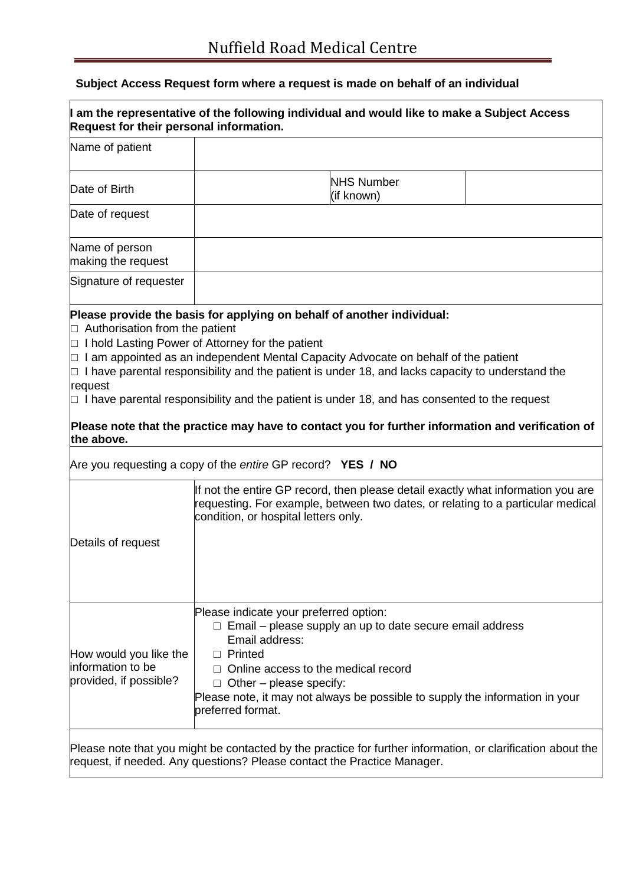# Nuffield Road Medical Centre

**Subject Access Request form where a request is made on behalf of an individual**

**I am the representative of the following individual and would like to make a Subject Access Request for their personal information.**

| | | | |
|---|---|---|---|
| Name of patient | | | |
| Date of Birth | | NHS Number (if known) | |
| Date of request | | | |
| Name of person making the request | | | |
| Signature of requester | | | |

**Please provide the basis for applying on behalf of another individual:**

□ Authorisation from the patient
□ I hold Lasting Power of Attorney for the patient
□ I am appointed as an independent Mental Capacity Advocate on behalf of the patient
□ I have parental responsibility and the patient is under 18, and lacks capacity to understand the request
□ I have parental responsibility and the patient is under 18, and has consented to the request

**Please note that the practice may have to contact you for further information and verification of the above.**

Are you requesting a copy of the *entire* GP record? **YES / NO**

| | |
|---|---|
| Details of request | If not the entire GP record, then please detail exactly what information you are requesting. For example, between two dates, or relating to a particular medical condition, or hospital letters only. |
| How would you like the information to be provided, if possible? | Please indicate your preferred option:<br>□ Email – please supply an up to date secure email address<br>Email address:<br>□ Printed<br>□ Online access to the medical record<br>□ Other – please specify:<br>Please note, it may not always be possible to supply the information in your preferred format. |

Please note that you might be contacted by the practice for further information, or clarification about the request, if needed. Any questions? Please contact the Practice Manager.